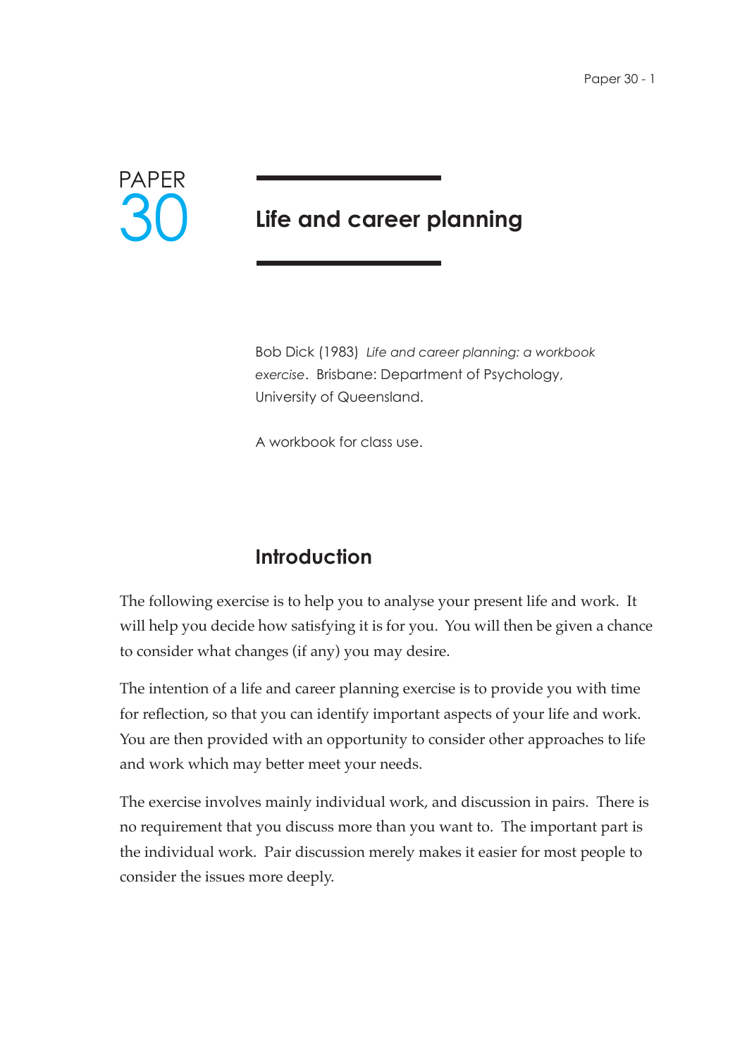PAPER 30

# Life and career planning

Bob Dick (1983) *Life and career planning: a workbook exercise*. Brisbane: Department of Psychology, University of Queensland.

A workbook for class use.

## Introduction

The following exercise is to help you to analyse your present life and work. It will help you decide how satisfying it is for you. You will then be given a chance to consider what changes (if any) you may desire.

The intention of a life and career planning exercise is to provide you with time for reflection, so that you can identify important aspects of your life and work. You are then provided with an opportunity to consider other approaches to life and work which may better meet your needs.

The exercise involves mainly individual work, and discussion in pairs. There is no requirement that you discuss more than you want to. The important part is the individual work. Pair discussion merely makes it easier for most people to consider the issues more deeply.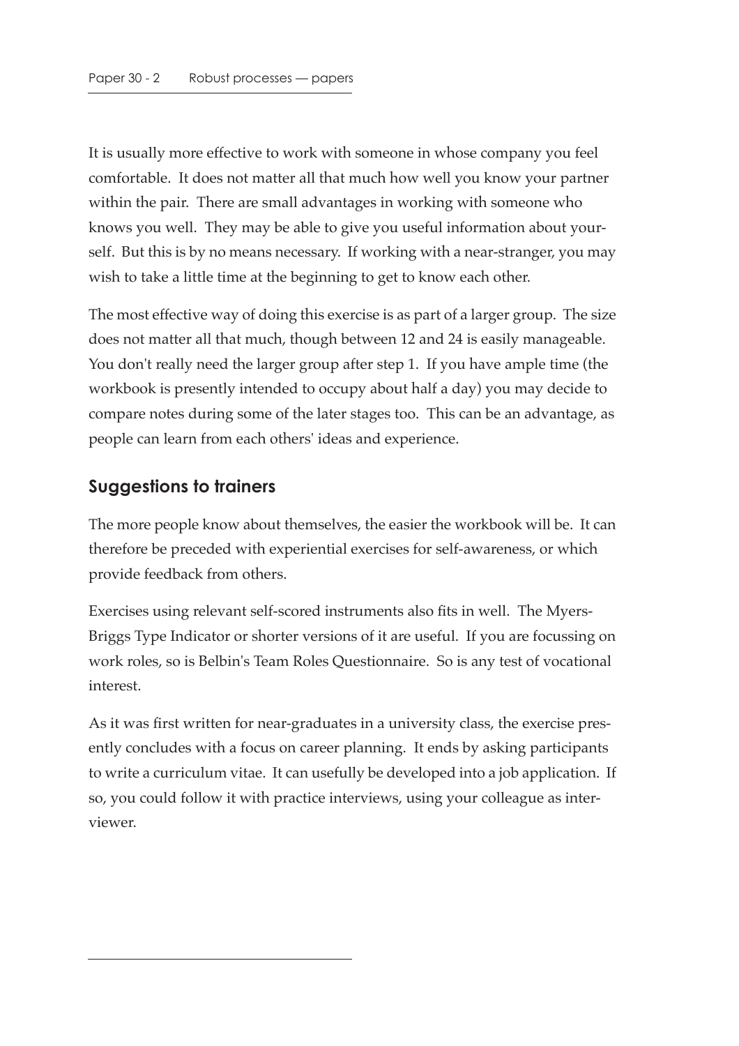It is usually more effective to work with someone in whose company you feel comfortable. It does not matter all that much how well you know your partner within the pair. There are small advantages in working with someone who knows you well. They may be able to give you useful information about yourself. But this is by no means necessary. If working with a near-stranger, you may wish to take a little time at the beginning to get to know each other.

The most effective way of doing this exercise is as part of a larger group. The size does not matter all that much, though between 12 and 24 is easily manageable. You don't really need the larger group after step 1. If you have ample time (the workbook is presently intended to occupy about half a day) you may decide to compare notes during some of the later stages too. This can be an advantage, as people can learn from each others' ideas and experience.

## Suggestions to trainers

The more people know about themselves, the easier the workbook will be. It can therefore be preceded with experiential exercises for self-awareness, or which provide feedback from others.

Exercises using relevant self-scored instruments also fits in well. The Myers-Briggs Type Indicator or shorter versions of it are useful. If you are focussing on work roles, so is Belbin's Team Roles Questionnaire. So is any test of vocational interest.

As it was first written for near-graduates in a university class, the exercise presently concludes with a focus on career planning. It ends by asking participants to write a curriculum vitae. It can usefully be developed into a job application. If so, you could follow it with practice interviews, using your colleague as interviewer.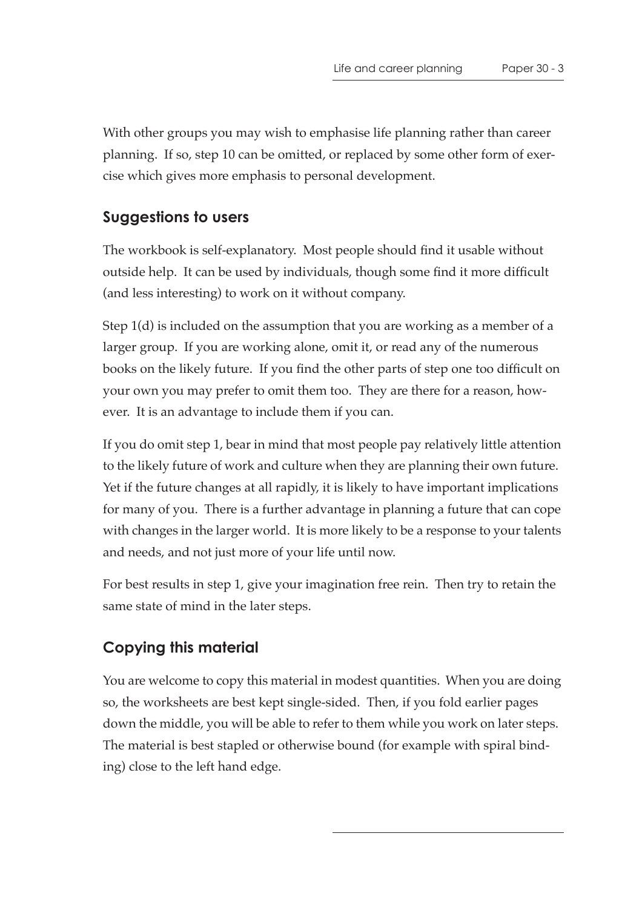With other groups you may wish to emphasise life planning rather than career planning. If so, step 10 can be omitted, or replaced by some other form of exercise which gives more emphasis to personal development.

## Suggestions to users

The workbook is self-explanatory. Most people should find it usable without outside help. It can be used by individuals, though some find it more difficult (and less interesting) to work on it without company.

Step 1(d) is included on the assumption that you are working as a member of a larger group. If you are working alone, omit it, or read any of the numerous books on the likely future. If you find the other parts of step one too difficult on your own you may prefer to omit them too. They are there for a reason, however. It is an advantage to include them if you can.

If you do omit step 1, bear in mind that most people pay relatively little attention to the likely future of work and culture when they are planning their own future. Yet if the future changes at all rapidly, it is likely to have important implications for many of you. There is a further advantage in planning a future that can cope with changes in the larger world. It is more likely to be a response to your talents and needs, and not just more of your life until now.

For best results in step 1, give your imagination free rein. Then try to retain the same state of mind in the later steps.

## Copying this material

You are welcome to copy this material in modest quantities. When you are doing so, the worksheets are best kept single-sided. Then, if you fold earlier pages down the middle, you will be able to refer to them while you work on later steps. The material is best stapled or otherwise bound (for example with spiral binding) close to the left hand edge.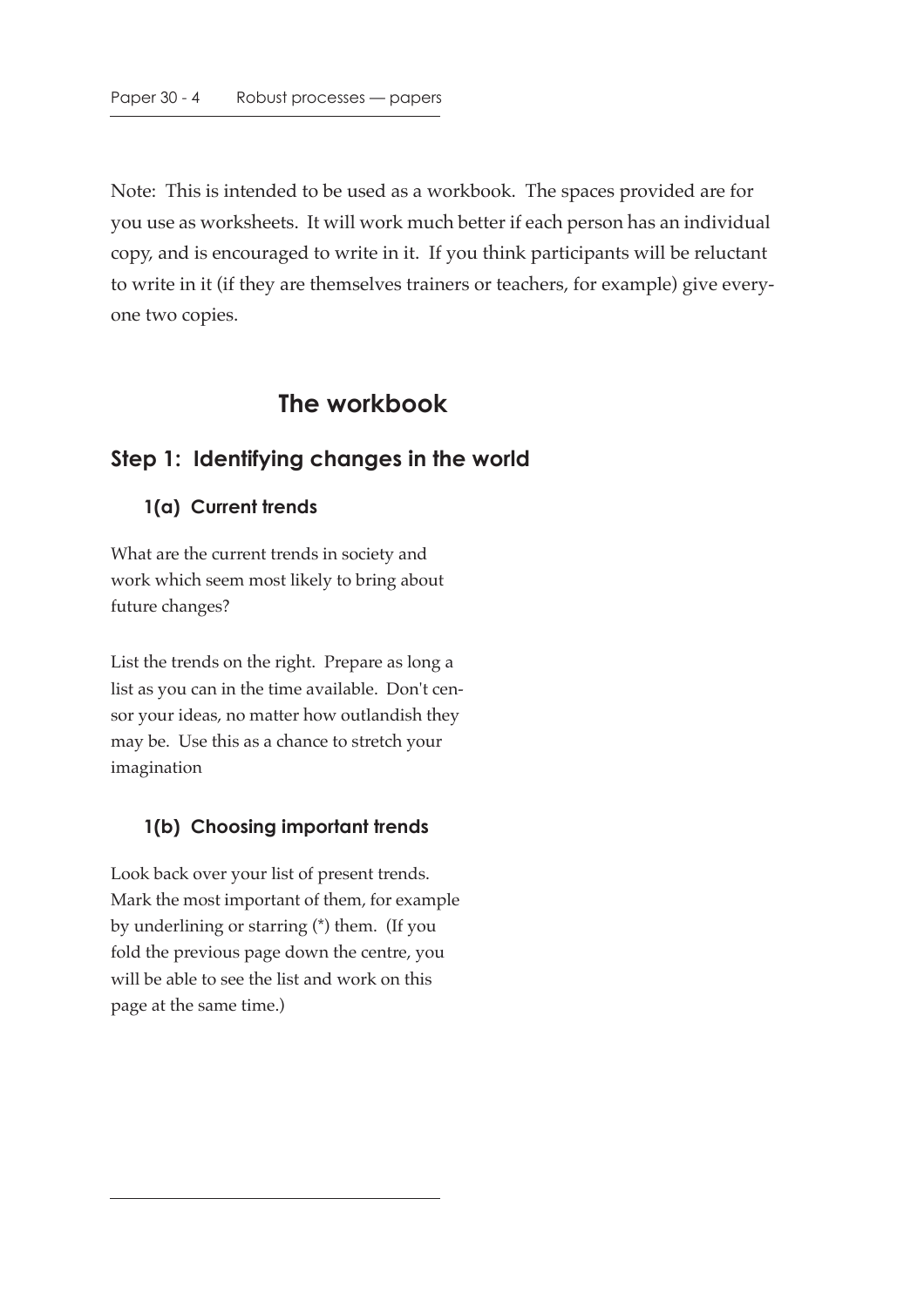Note: This is intended to be used as a workbook. The spaces provided are for you use as worksheets. It will work much better if each person has an individual copy, and is encouraged to write in it. If you think participants will be reluctant to write in it (if they are themselves trainers or teachers, for example) give everyone two copies.

# The workbook

## Step 1: Identifying changes in the world

### 1(a) Current trends

What are the current trends in society and work which seem most likely to bring about future changes?

List the trends on the right. Prepare as long a list as you can in the time available. Don't censor your ideas, no matter how outlandish they may be. Use this as a chance to stretch your imagination

### 1(b) Choosing important trends

Look back over your list of present trends. Mark the most important of them, for example by underlining or starring (*) them. (If you fold the previous page down the centre, you will be able to see the list and work on this page at the same time.)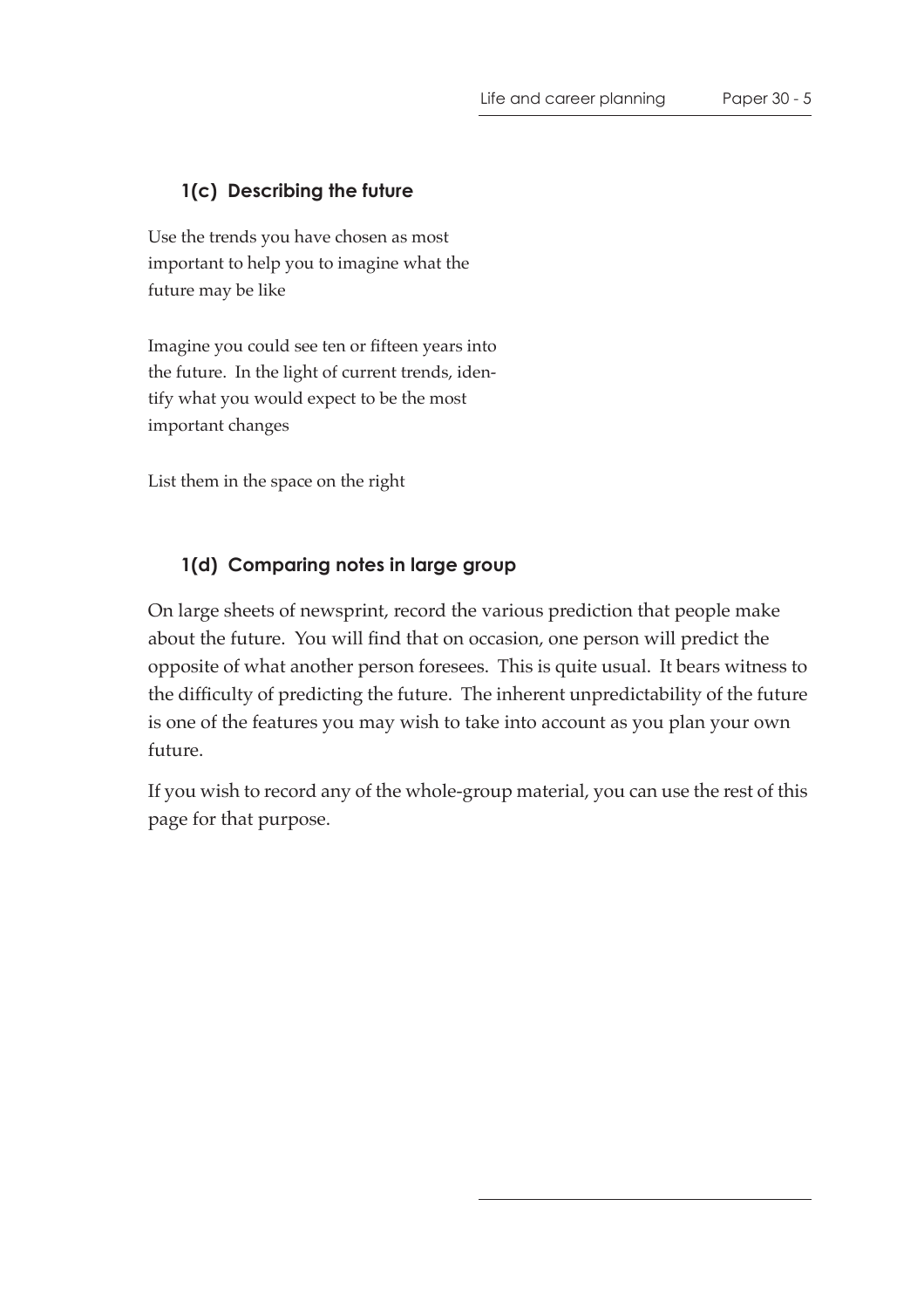### 1(c) Describing the future

Use the trends you have chosen as most important to help you to imagine what the future may be like

Imagine you could see ten or fifteen years into the future. In the light of current trends, identify what you would expect to be the most important changes

List them in the space on the right

### 1(d) Comparing notes in large group

On large sheets of newsprint, record the various prediction that people make about the future. You will find that on occasion, one person will predict the opposite of what another person foresees. This is quite usual. It bears witness to the difficulty of predicting the future. The inherent unpredictability of the future is one of the features you may wish to take into account as you plan your own future.

If you wish to record any of the whole-group material, you can use the rest of this page for that purpose.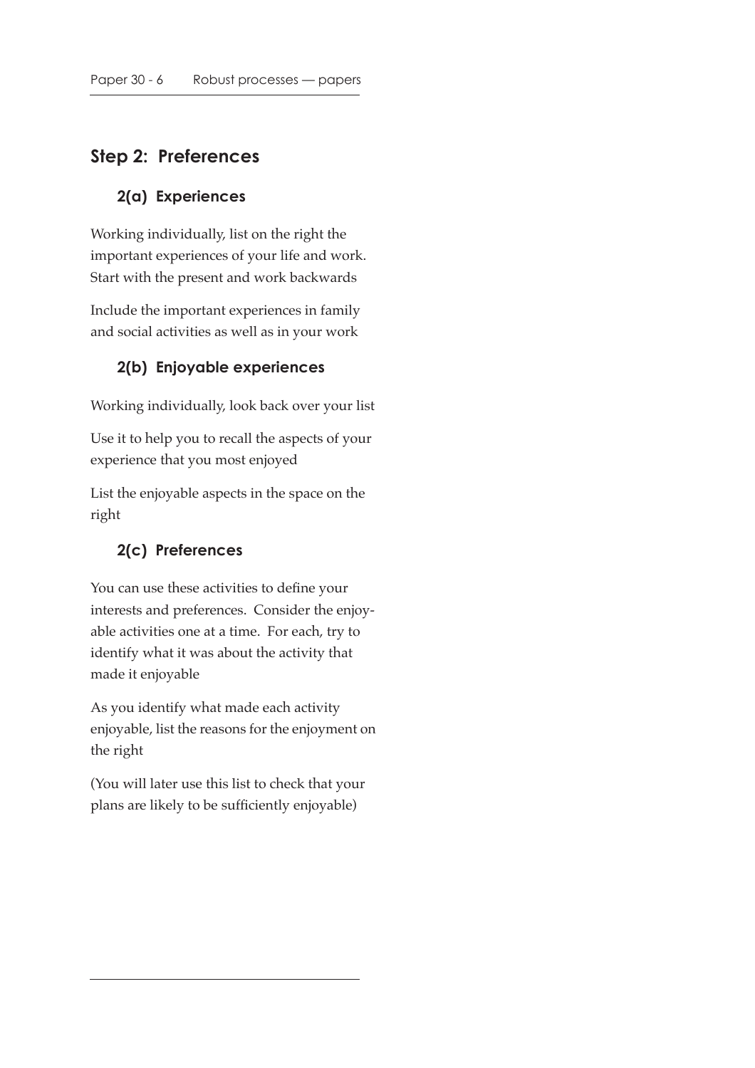## Step 2: Preferences

### 2(a) Experiences

Working individually, list on the right the important experiences of your life and work. Start with the present and work backwards

Include the important experiences in family and social activities as well as in your work

### 2(b) Enjoyable experiences

Working individually, look back over your list

Use it to help you to recall the aspects of your experience that you most enjoyed

List the enjoyable aspects in the space on the right

### 2(c) Preferences

You can use these activities to define your interests and preferences. Consider the enjoyable activities one at a time. For each, try to identify what it was about the activity that made it enjoyable

As you identify what made each activity enjoyable, list the reasons for the enjoyment on the right

(You will later use this list to check that your plans are likely to be sufficiently enjoyable)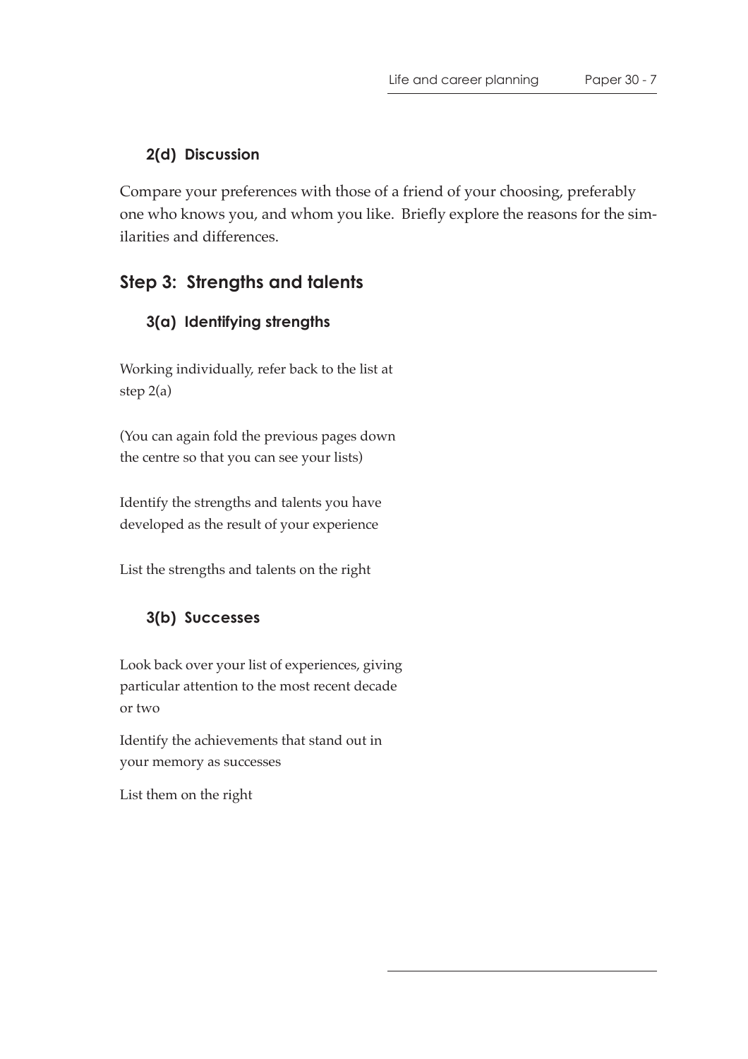### 2(d) Discussion

Compare your preferences with those of a friend of your choosing, preferably one who knows you, and whom you like. Briefly explore the reasons for the similarities and differences.

## Step 3: Strengths and talents

### 3(a) Identifying strengths

Working individually, refer back to the list at step 2(a)

(You can again fold the previous pages down the centre so that you can see your lists)

Identify the strengths and talents you have developed as the result of your experience

List the strengths and talents on the right

### 3(b) Successes

Look back over your list of experiences, giving particular attention to the most recent decade or two

Identify the achievements that stand out in your memory as successes

List them on the right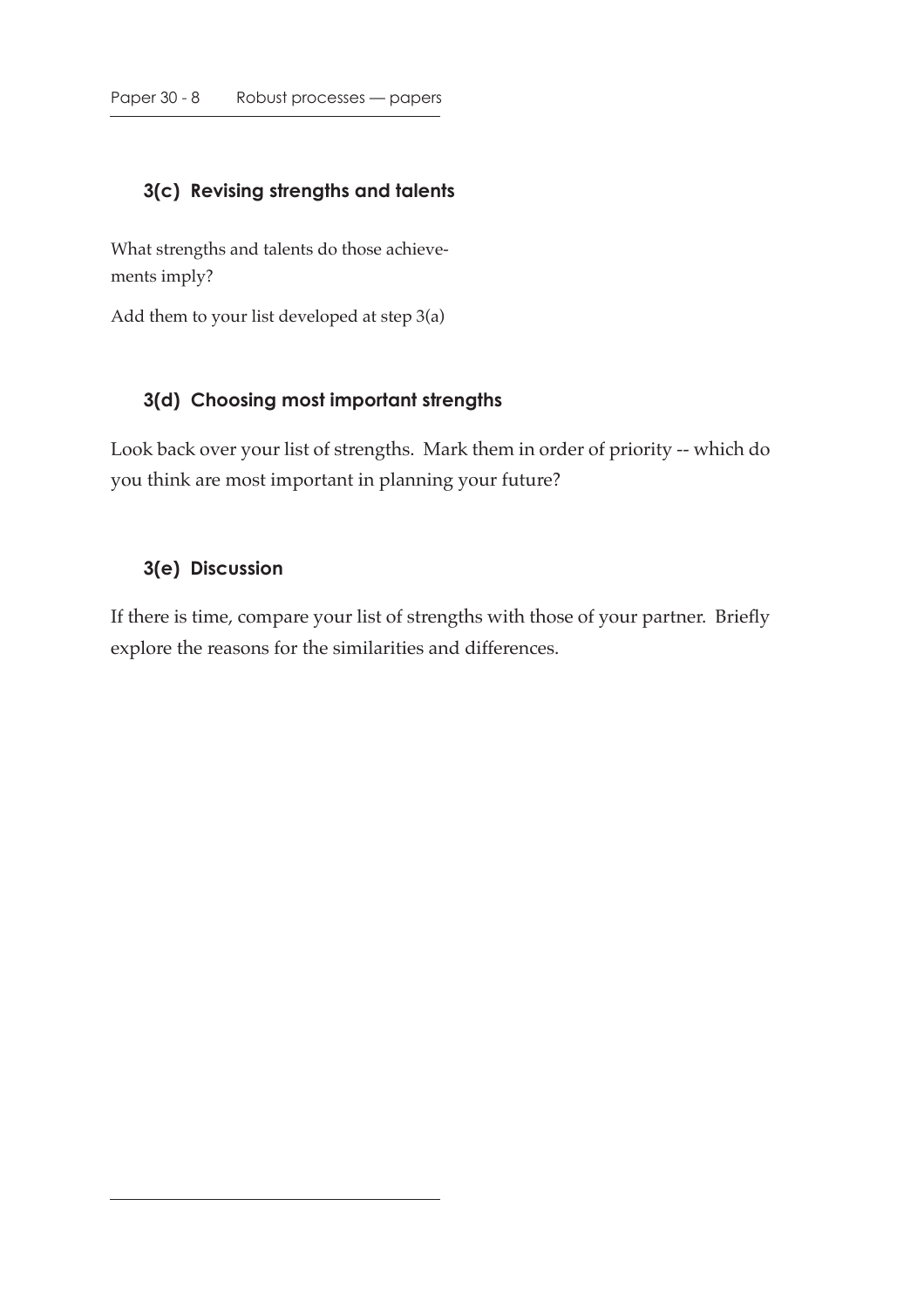### 3(c) Revising strengths and talents

What strengths and talents do those achievements imply?

Add them to your list developed at step 3(a)

### 3(d) Choosing most important strengths

Look back over your list of strengths. Mark them in order of priority -- which do you think are most important in planning your future?

### 3(e) Discussion

If there is time, compare your list of strengths with those of your partner. Briefly explore the reasons for the similarities and differences.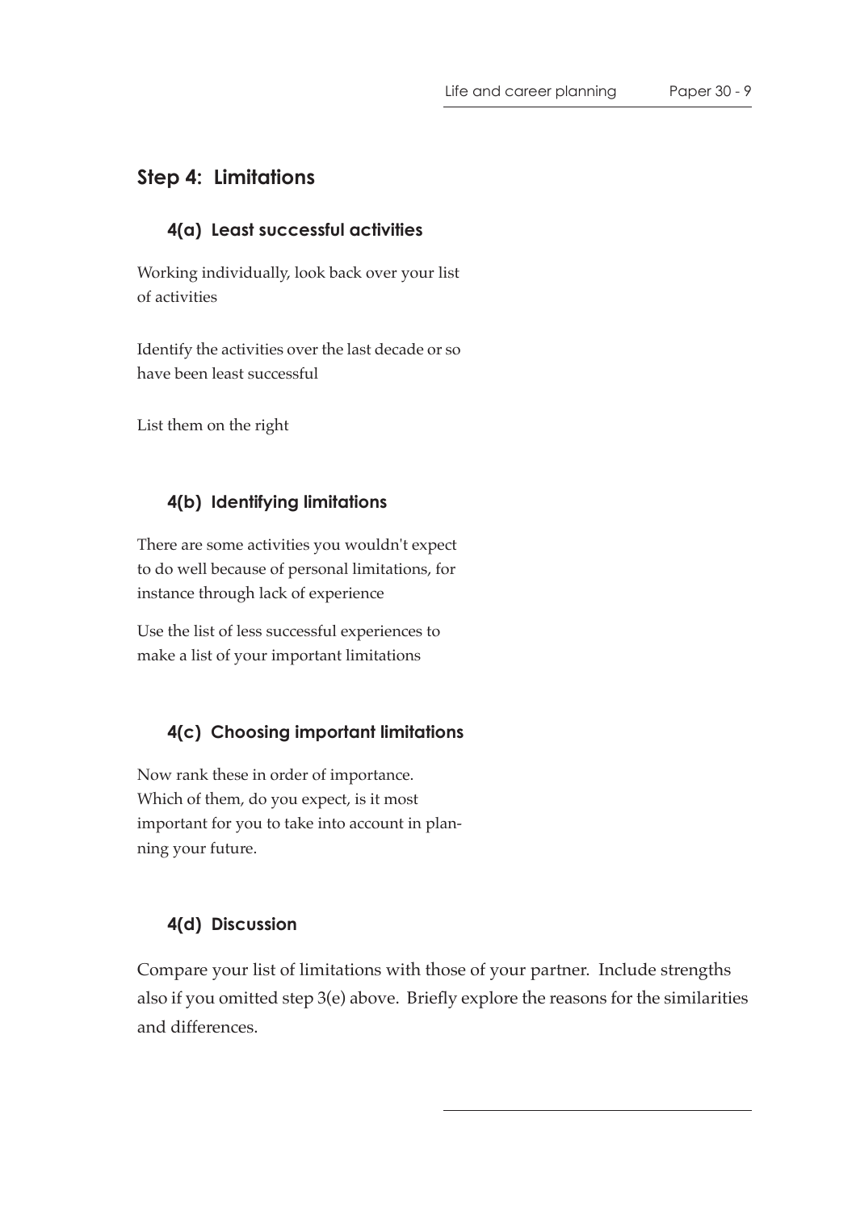## Step 4: Limitations

### 4(a) Least successful activities

Working individually, look back over your list of activities

Identify the activities over the last decade or so have been least successful

List them on the right

### 4(b) Identifying limitations

There are some activities you wouldn't expect to do well because of personal limitations, for instance through lack of experience

Use the list of less successful experiences to make a list of your important limitations

### 4(c) Choosing important limitations

Now rank these in order of importance. Which of them, do you expect, is it most important for you to take into account in planning your future.

### 4(d) Discussion

Compare your list of limitations with those of your partner. Include strengths also if you omitted step 3(e) above. Briefly explore the reasons for the similarities and differences.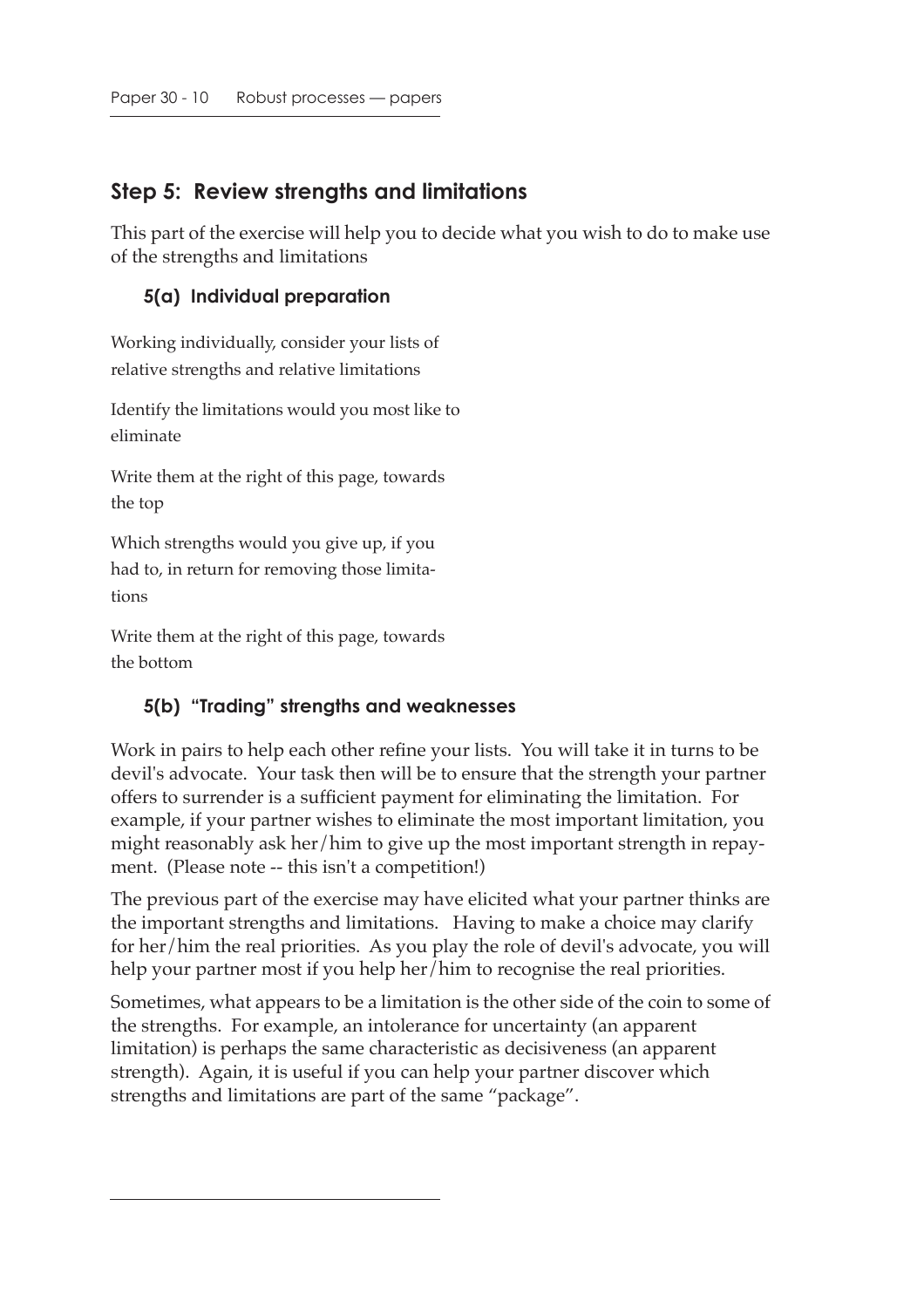## Step 5: Review strengths and limitations

This part of the exercise will help you to decide what you wish to do to make use of the strengths and limitations

### 5(a) Individual preparation

Working individually, consider your lists of relative strengths and relative limitations

Identify the limitations would you most like to eliminate

Write them at the right of this page, towards the top

Which strengths would you give up, if you had to, in return for removing those limitations

Write them at the right of this page, towards the bottom

### 5(b) "Trading" strengths and weaknesses

Work in pairs to help each other refine your lists. You will take it in turns to be devil's advocate. Your task then will be to ensure that the strength your partner offers to surrender is a sufficient payment for eliminating the limitation. For example, if your partner wishes to eliminate the most important limitation, you might reasonably ask her/him to give up the most important strength in repayment. (Please note -- this isn't a competition!)

The previous part of the exercise may have elicited what your partner thinks are the important strengths and limitations. Having to make a choice may clarify for her/him the real priorities. As you play the role of devil's advocate, you will help your partner most if you help her/him to recognise the real priorities.

Sometimes, what appears to be a limitation is the other side of the coin to some of the strengths. For example, an intolerance for uncertainty (an apparent limitation) is perhaps the same characteristic as decisiveness (an apparent strength). Again, it is useful if you can help your partner discover which strengths and limitations are part of the same "package".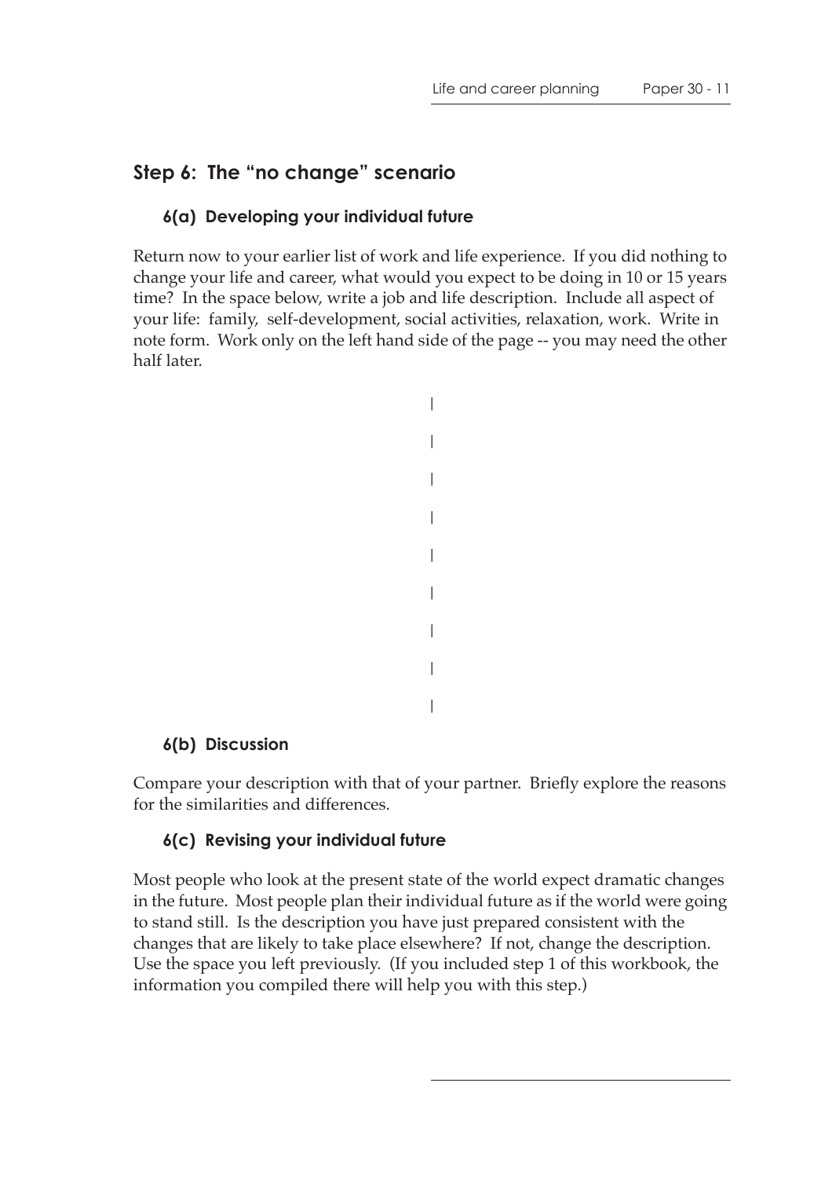## Step 6: The "no change" scenario

### 6(a) Developing your individual future

Return now to your earlier list of work and life experience. If you did nothing to change your life and career, what would you expect to be doing in 10 or 15 years time? In the space below, write a job and life description. Include all aspect of your life: family, self-development, social activities, relaxation, work. Write in note form. Work only on the left hand side of the page -- you may need the other half later.

### 6(b) Discussion

Compare your description with that of your partner. Briefly explore the reasons for the similarities and differences.

### 6(c) Revising your individual future

Most people who look at the present state of the world expect dramatic changes in the future. Most people plan their individual future as if the world were going to stand still. Is the description you have just prepared consistent with the changes that are likely to take place elsewhere? If not, change the description. Use the space you left previously. (If you included step 1 of this workbook, the information you compiled there will help you with this step.)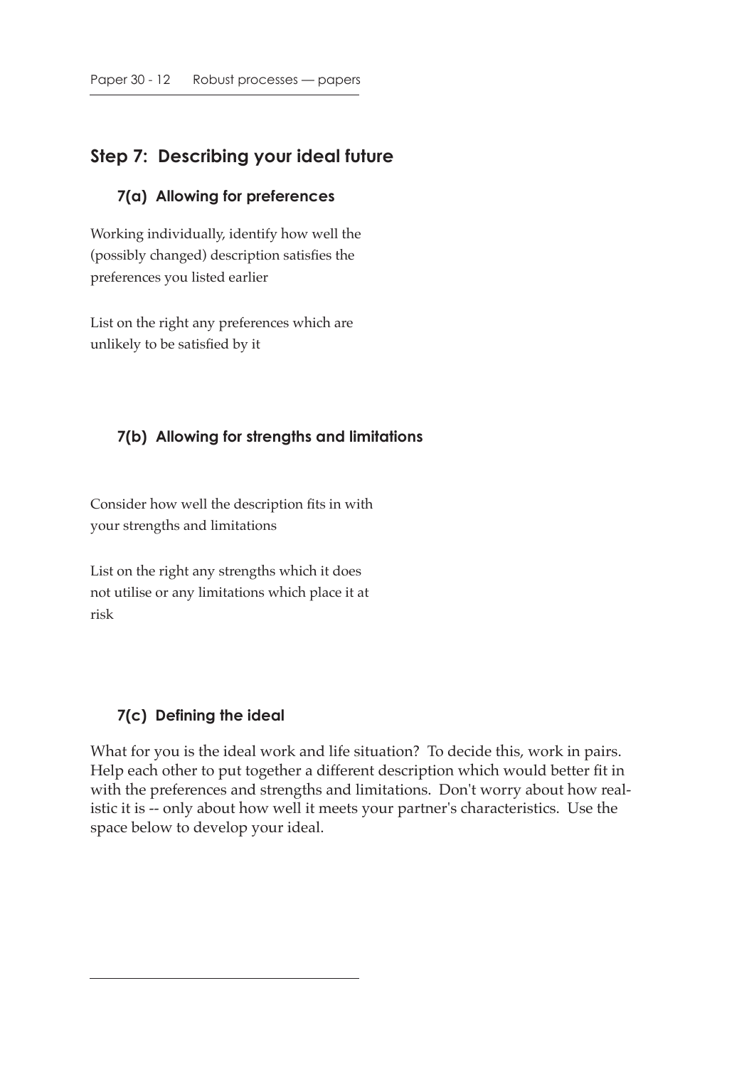## Step 7: Describing your ideal future

### 7(a) Allowing for preferences

Working individually, identify how well the (possibly changed) description satisfies the preferences you listed earlier

List on the right any preferences which are unlikely to be satisfied by it

### 7(b) Allowing for strengths and limitations

Consider how well the description fits in with your strengths and limitations

List on the right any strengths which it does not utilise or any limitations which place it at risk

### 7(c) Defining the ideal

What for you is the ideal work and life situation? To decide this, work in pairs. Help each other to put together a different description which would better fit in with the preferences and strengths and limitations. Don't worry about how realistic it is -- only about how well it meets your partner's characteristics. Use the space below to develop your ideal.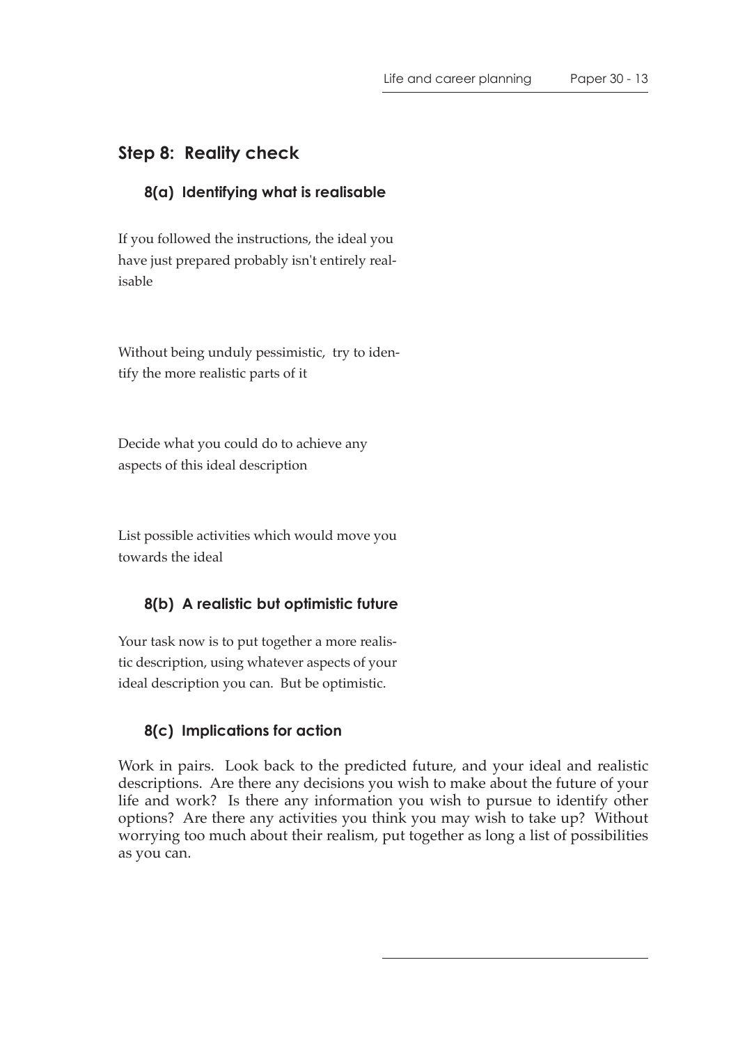## Step 8: Reality check

### 8(a) Identifying what is realisable

If you followed the instructions, the ideal you have just prepared probably isn't entirely realisable

Without being unduly pessimistic, try to identify the more realistic parts of it

Decide what you could do to achieve any aspects of this ideal description

List possible activities which would move you towards the ideal

### 8(b) A realistic but optimistic future

Your task now is to put together a more realistic description, using whatever aspects of your ideal description you can. But be optimistic.

### 8(c) Implications for action

Work in pairs. Look back to the predicted future, and your ideal and realistic descriptions. Are there any decisions you wish to make about the future of your life and work? Is there any information you wish to pursue to identify other options? Are there any activities you think you may wish to take up? Without worrying too much about their realism, put together as long a list of possibilities as you can.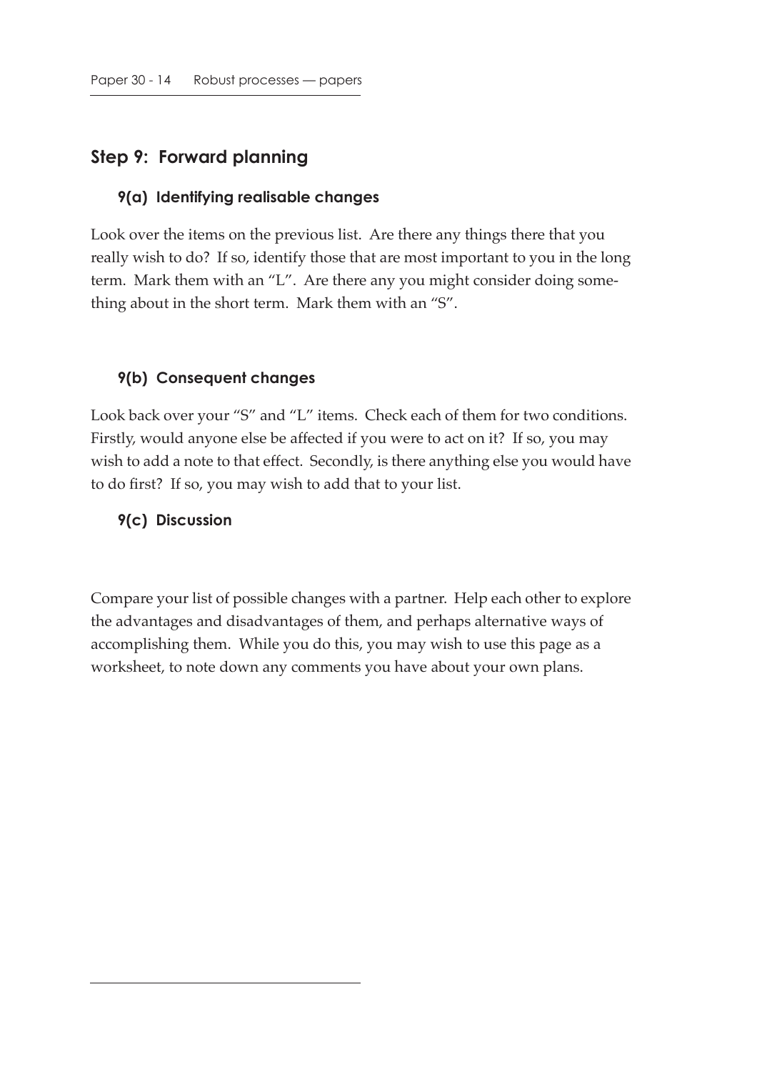## Step 9: Forward planning

### 9(a) Identifying realisable changes

Look over the items on the previous list. Are there any things there that you really wish to do? If so, identify those that are most important to you in the long term. Mark them with an "L". Are there any you might consider doing something about in the short term. Mark them with an "S".

### 9(b) Consequent changes

Look back over your "S" and "L" items. Check each of them for two conditions. Firstly, would anyone else be affected if you were to act on it? If so, you may wish to add a note to that effect. Secondly, is there anything else you would have to do first? If so, you may wish to add that to your list.

### 9(c) Discussion

Compare your list of possible changes with a partner. Help each other to explore the advantages and disadvantages of them, and perhaps alternative ways of accomplishing them. While you do this, you may wish to use this page as a worksheet, to note down any comments you have about your own plans.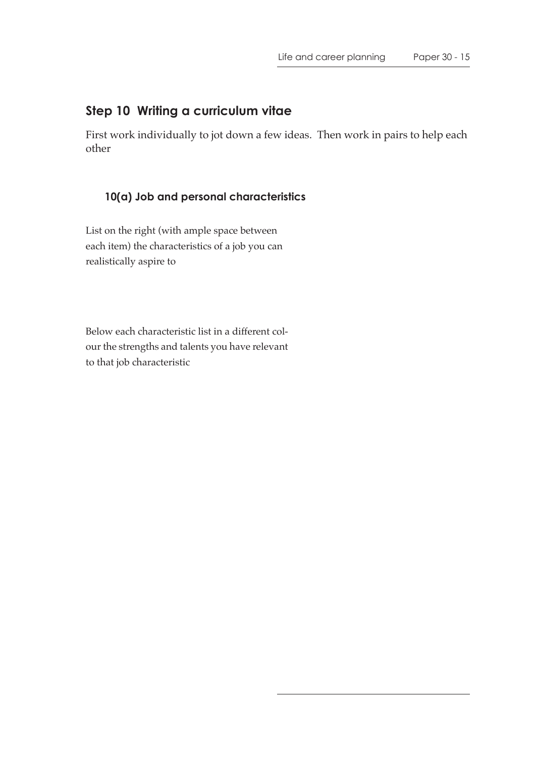## Step 10 Writing a curriculum vitae

First work individually to jot down a few ideas. Then work in pairs to help each other

### 10(a) Job and personal characteristics

List on the right (with ample space between each item) the characteristics of a job you can realistically aspire to

Below each characteristic list in a different colour the strengths and talents you have relevant to that job characteristic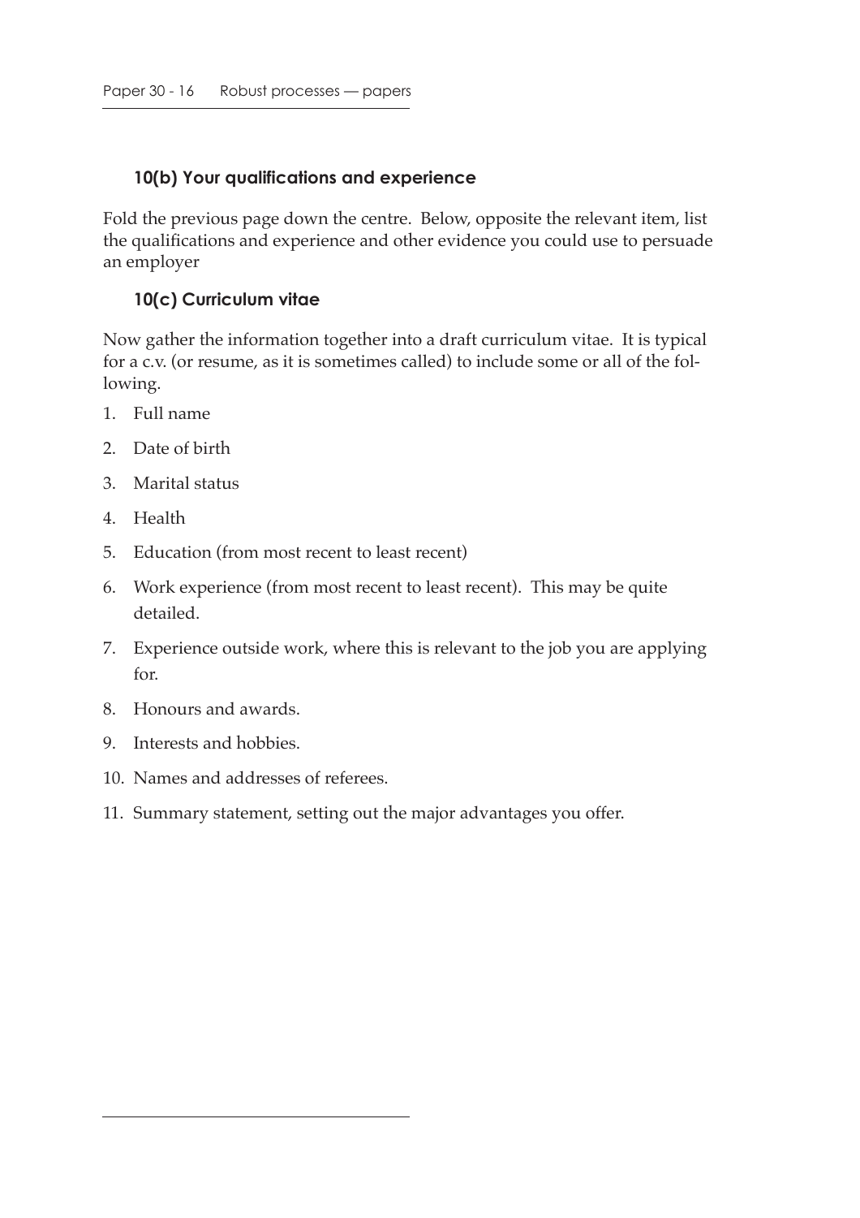### 10(b) Your qualifications and experience

Fold the previous page down the centre. Below, opposite the relevant item, list the qualifications and experience and other evidence you could use to persuade an employer

### 10(c) Curriculum vitae

Now gather the information together into a draft curriculum vitae. It is typical for a c.v. (or resume, as it is sometimes called) to include some or all of the following.

1. Full name
2. Date of birth
3. Marital status
4. Health
5. Education (from most recent to least recent)
6. Work experience (from most recent to least recent). This may be quite detailed.
7. Experience outside work, where this is relevant to the job you are applying for.
8. Honours and awards.
9. Interests and hobbies.
10. Names and addresses of referees.
11. Summary statement, setting out the major advantages you offer.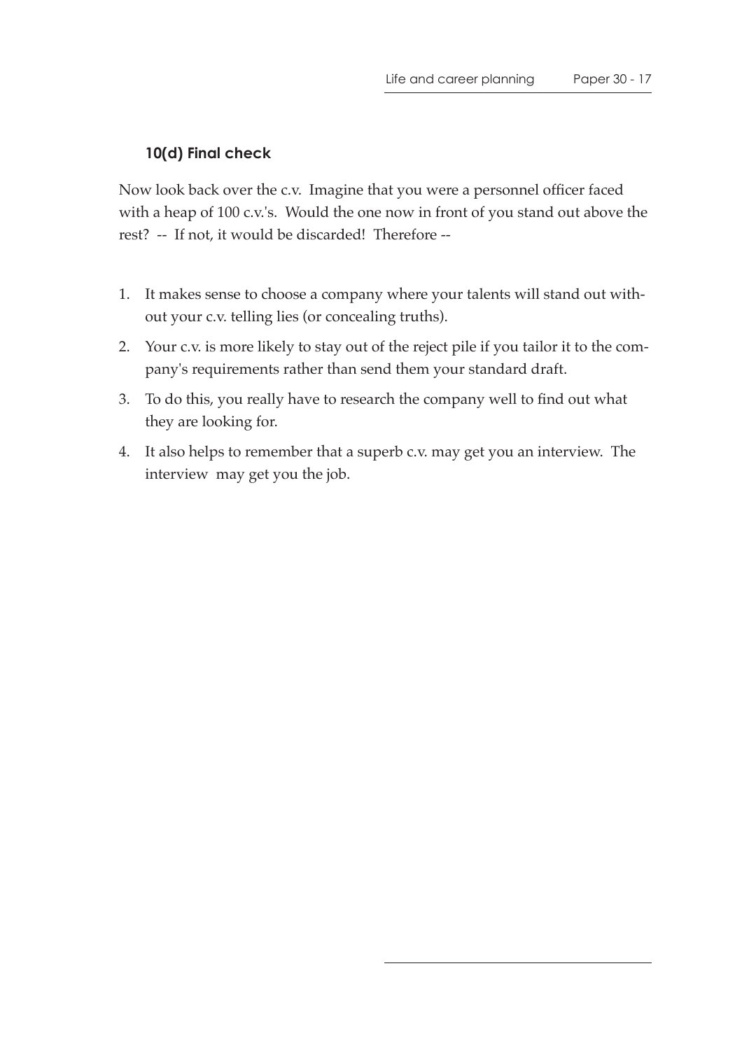### 10(d) Final check

Now look back over the c.v. Imagine that you were a personnel officer faced with a heap of 100 c.v.'s. Would the one now in front of you stand out above the rest? -- If not, it would be discarded! Therefore --

1. It makes sense to choose a company where your talents will stand out without your c.v. telling lies (or concealing truths).
2. Your c.v. is more likely to stay out of the reject pile if you tailor it to the company's requirements rather than send them your standard draft.
3. To do this, you really have to research the company well to find out what they are looking for.
4. It also helps to remember that a superb c.v. may get you an interview. The interview may get you the job.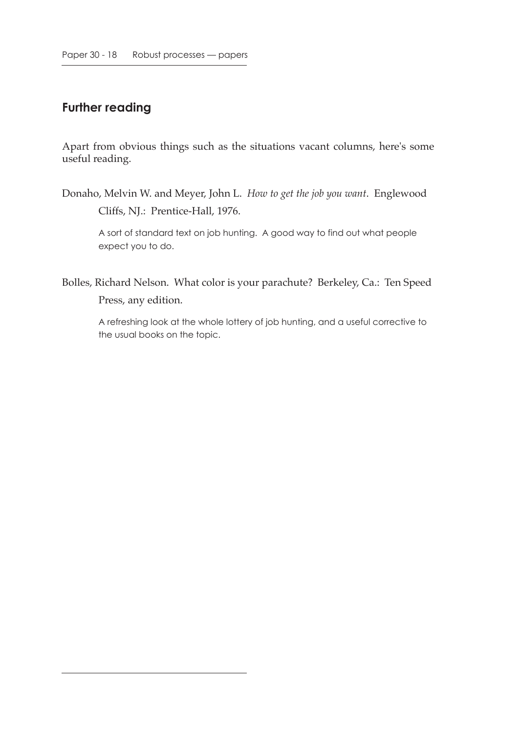## Further reading

Apart from obvious things such as the situations vacant columns, here's some useful reading.

Donaho, Melvin W. and Meyer, John L. *How to get the job you want*. Englewood Cliffs, NJ.: Prentice-Hall, 1976.

> A sort of standard text on job hunting. A good way to find out what people expect you to do.

Bolles, Richard Nelson. What color is your parachute? Berkeley, Ca.: Ten Speed Press, any edition.

> A refreshing look at the whole lottery of job hunting, and a useful corrective to the usual books on the topic.